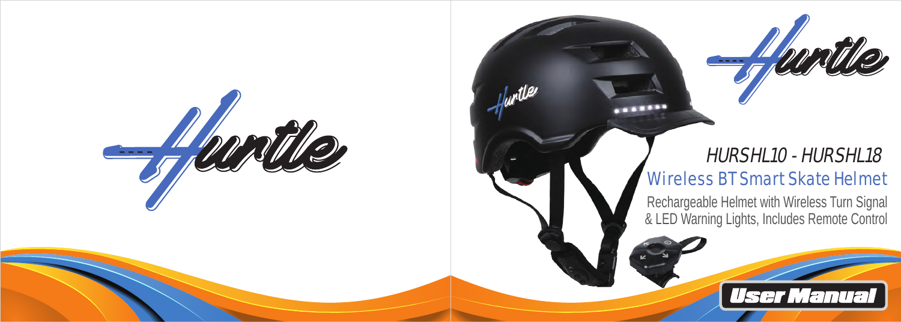Hurtle

Hurtle

# HURSHL10 - HURSHL18

## Wireless BT Smart Skate Helmet

Rechargeable Helmet with Wireless Turn Signal & LED Warning Lights, Includes Remote Control

**User Manual**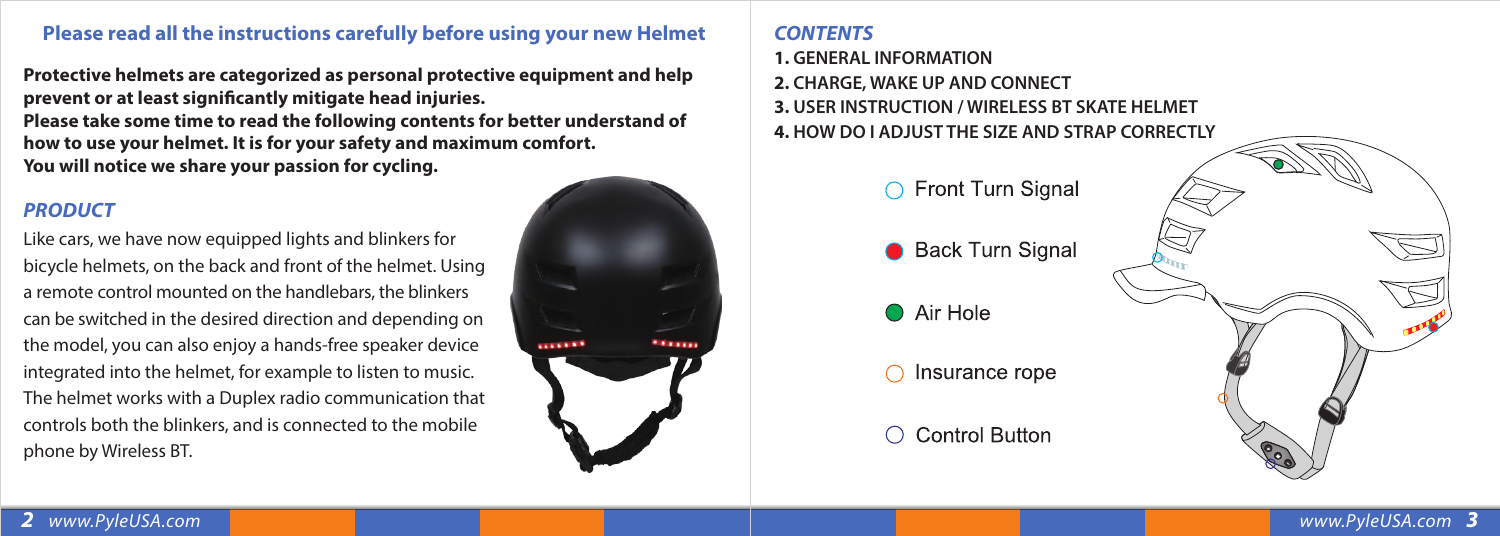**Please read all the instructions carefully before using your new Helmet**

**Protective helmets are categorized as personal protective equipment and help prevent or at least significantly mitigate head injuries.**
**Please take some time to read the following contents for better understand of how to use your helmet. It is for your safety and maximum comfort.**
**You will notice we share your passion for cycling.**

### *PRODUCT*

Like cars, we have now equipped lights and blinkers for bicycle helmets, on the back and front of the helmet. Using a remote control mounted on the handlebars, the blinkers can be switched in the desired direction and depending on the model, you can also enjoy a hands-free speaker device integrated into the helmet, for example to listen to music. The helmet works with a Duplex radio communication that controls both the blinkers, and is connected to the mobile phone by Wireless BT.

### *CONTENTS*

**1.** GENERAL INFORMATION
**2.** CHARGE, WAKE UP AND CONNECT
**3.** USER INSTRUCTION / WIRELESS BT SKATE HELMET
**4.** HOW DO I ADJUST THE SIZE AND STRAP CORRECTLY

- Front Turn Signal
- Back Turn Signal
- Air Hole
- Insurance rope
- Control Button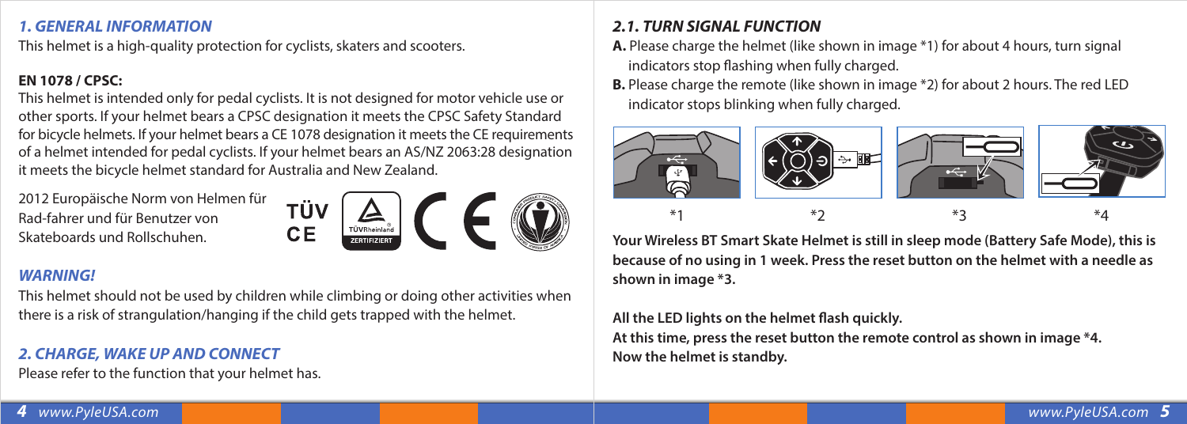## *1. GENERAL INFORMATION*

This helmet is a high-quality protection for cyclists, skaters and scooters.

**EN 1078 / CPSC:**

This helmet is intended only for pedal cyclists. It is not designed for motor vehicle use or other sports. If your helmet bears a CPSC designation it meets the CPSC Safety Standard for bicycle helmets. If your helmet bears a CE 1078 designation it meets the CE requirements of a helmet intended for pedal cyclists. If your helmet bears an AS/NZ 2063:28 designation it meets the bicycle helmet standard for Australia and New Zealand.

2012 Europäische Norm von Helmen für Rad-fahrer und für Benutzer von Skateboards und Rollschuhen.

TÜV CE

### *WARNING!*

This helmet should not be used by children while climbing or doing other activities when there is a risk of strangulation/hanging if the child gets trapped with the helmet.

## *2. CHARGE, WAKE UP AND CONNECT*

Please refer to the function that your helmet has.

### *2.1. TURN SIGNAL FUNCTION*

**A.** Please charge the helmet (like shown in image *1) for about 4 hours, turn signal indicators stop flashing when fully charged.

**B.** Please charge the remote (like shown in image *2) for about 2 hours. The red LED indicator stops blinking when fully charged.

*1 *2 *3 *4

**Your Wireless BT Smart Skate Helmet is still in sleep mode (Battery Safe Mode), this is because of no using in 1 week. Press the reset button on the helmet with a needle as shown in image *3.**

**All the LED lights on the helmet flash quickly.**

**At this time, press the reset button the remote control as shown in image *4.**

**Now the helmet is standby.**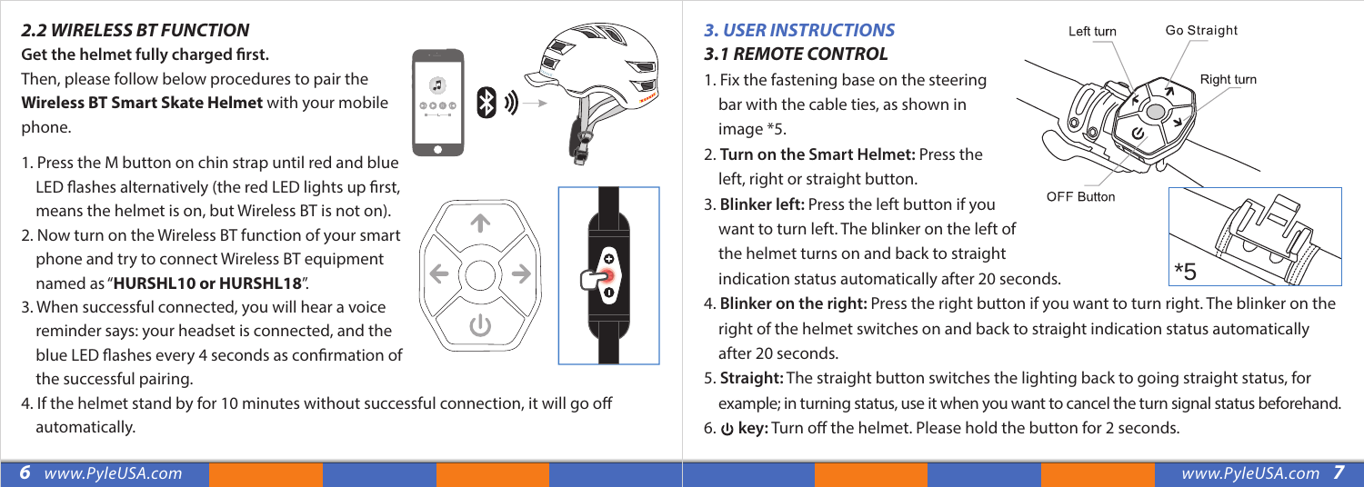## *2.2 WIRELESS BT FUNCTION*

**Get the helmet fully charged first.**

Then, please follow below procedures to pair the **Wireless BT Smart Skate Helmet** with your mobile phone.

1. Press the M button on chin strap until red and blue LED flashes alternatively (the red LED lights up first, means the helmet is on, but Wireless BT is not on).
2. Now turn on the Wireless BT function of your smart phone and try to connect Wireless BT equipment named as "**HURSHL10 or HURSHL18**".
3. When successful connected, you will hear a voice reminder says: your headset is connected, and the blue LED flashes every 4 seconds as confirmation of the successful pairing.
4. If the helmet stand by for 10 minutes without successful connection, it will go off automatically.

## *3. USER INSTRUCTIONS*

### *3.1 REMOTE CONTROL*

Left turn | Go Straight | Right turn | OFF Button

1. Fix the fastening base on the steering bar with the cable ties, as shown in image *5.
2. **Turn on the Smart Helmet:** Press the left, right or straight button.
3. **Blinker left:** Press the left button if you want to turn left. The blinker on the left of the helmet turns on and back to straight indication status automatically after 20 seconds.
4. **Blinker on the right:** Press the right button if you want to turn right. The blinker on the right of the helmet switches on and back to straight indication status automatically after 20 seconds.
5. **Straight:** The straight button switches the lighting back to going straight status, for example; in turning status, use it when you want to cancel the turn signal status beforehand.
6. ⏻ **key:** Turn off the helmet. Please hold the button for 2 seconds.

*5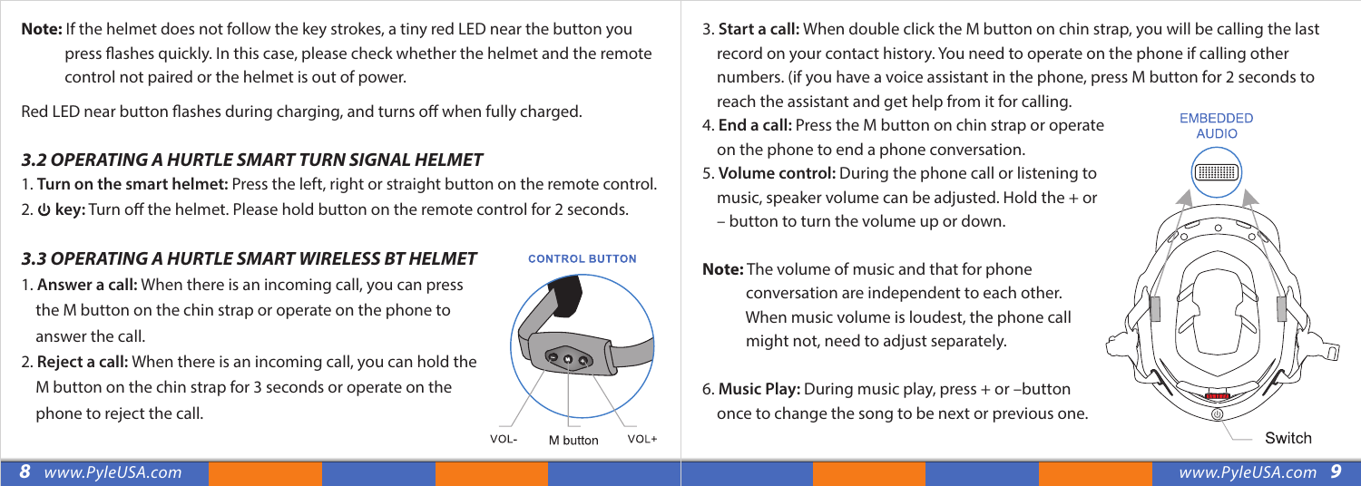**Note:** If the helmet does not follow the key strokes, a tiny red LED near the button you press flashes quickly. In this case, please check whether the helmet and the remote control not paired or the helmet is out of power.

Red LED near button flashes during charging, and turns off when fully charged.

### *3.2 OPERATING A HURTLE SMART TURN SIGNAL HELMET*

1. **Turn on the smart helmet:** Press the left, right or straight button on the remote control.
2. **⏻ key:** Turn off the helmet. Please hold button on the remote control for 2 seconds.

### *3.3 OPERATING A HURTLE SMART WIRELESS BT HELMET*

1. **Answer a call:** When there is an incoming call, you can press the M button on the chin strap or operate on the phone to answer the call.
2. **Reject a call:** When there is an incoming call, you can hold the M button on the chin strap for 3 seconds or operate on the phone to reject the call.

CONTROL BUTTON

VOL- M button VOL+

3. **Start a call:** When double click the M button on chin strap, you will be calling the last record on your contact history. You need to operate on the phone if calling other numbers. (if you have a voice assistant in the phone, press M button for 2 seconds to reach the assistant and get help from it for calling.
4. **End a call:** Press the M button on chin strap or operate on the phone to end a phone conversation.
5. **Volume control:** During the phone call or listening to music, speaker volume can be adjusted. Hold the + or – button to turn the volume up or down.

**Note:** The volume of music and that for phone conversation are independent to each other. When music volume is loudest, the phone call might not, need to adjust separately.

6. **Music Play:** During music play, press + or –button once to change the song to be next or previous one.

EMBEDDED AUDIO

Switch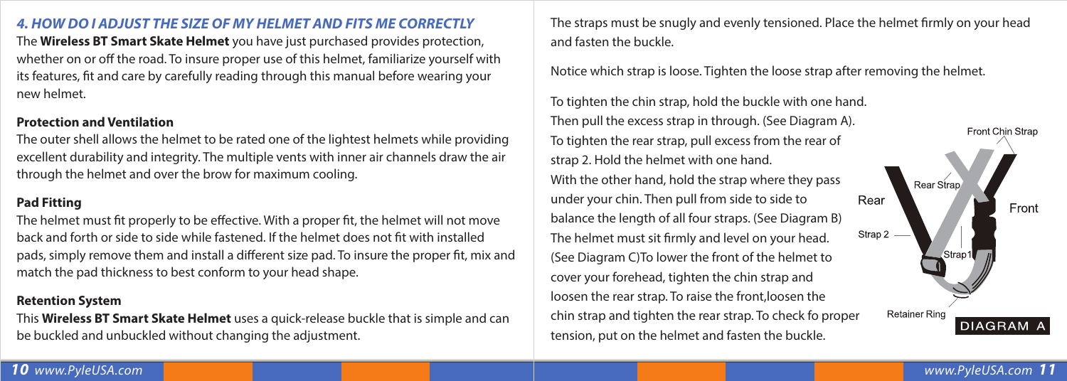## *4. HOW DO I ADJUST THE SIZE OF MY HELMET AND FITS ME CORRECTLY*

The **Wireless BT Smart Skate Helmet** you have just purchased provides protection, whether on or off the road. To insure proper use of this helmet, familiarize yourself with its features, fit and care by carefully reading through this manual before wearing your new helmet.

### Protection and Ventilation

The outer shell allows the helmet to be rated one of the lightest helmets while providing excellent durability and integrity. The multiple vents with inner air channels draw the air through the helmet and over the brow for maximum cooling.

### Pad Fitting

The helmet must fit properly to be effective. With a proper fit, the helmet will not move back and forth or side to side while fastened. If the helmet does not fit with installed pads, simply remove them and install a different size pad. To insure the proper fit, mix and match the pad thickness to best conform to your head shape.

### Retention System

This **Wireless BT Smart Skate Helmet** uses a quick-release buckle that is simple and can be buckled and unbuckled without changing the adjustment.

The straps must be snugly and evenly tensioned. Place the helmet firmly on your head and fasten the buckle.

Notice which strap is loose. Tighten the loose strap after removing the helmet.

To tighten the chin strap, hold the buckle with one hand. Then pull the excess strap in through. (See Diagram A). To tighten the rear strap, pull excess from the rear of strap 2. Hold the helmet with one hand. With the other hand, hold the strap where they pass under your chin. Then pull from side to side to balance the length of all four straps. (See Diagram B) The helmet must sit firmly and level on your head. (See Diagram C)To lower the front of the helmet to cover your forehead, tighten the chin strap and loosen the rear strap. To raise the front,loosen the chin strap and tighten the rear strap. To check fo proper tension, put on the helmet and fasten the buckle.

Front Chin Strap, Rear Strap, Rear, Front, Strap 2, Strap1, Retainer Ring

DIAGRAM A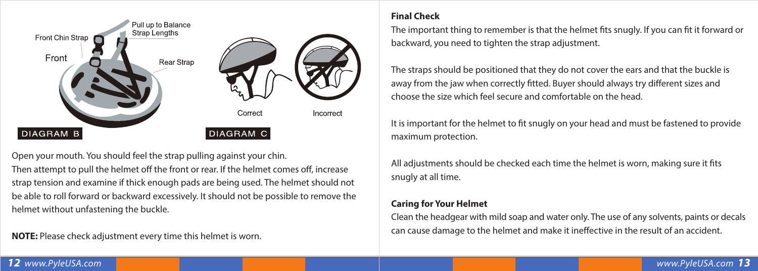Front Chin Strap

Pull up to Balance Strap Lengths

Front

Rear Strap

DIAGRAM B

Correct

Incorrect

DIAGRAM C

Open your mouth. You should feel the strap pulling against your chin.
Then attempt to pull the helmet off the front or rear. If the helmet comes off, increase strap tension and examine if thick enough pads are being used. The helmet should not be able to roll forward or backward excessively. It should not be possible to remove the helmet without unfastening the buckle.

**NOTE:** Please check adjustment every time this helmet is worn.

### Final Check

The important thing to remember is that the helmet fits snugly. If you can fit it forward or backward, you need to tighten the strap adjustment.

The straps should be positioned that they do not cover the ears and that the buckle is away from the jaw when correctly fitted. Buyer should always try different sizes and choose the size which feel secure and comfortable on the head.

It is important for the helmet to fit snugly on your head and must be fastened to provide maximum protection.

All adjustments should be checked each time the helmet is worn, making sure it fits snugly at all time.

### Caring for Your Helmet

Clean the headgear with mild soap and water only. The use of any solvents, paints or decals can cause damage to the helmet and make it ineffective in the result of an accident.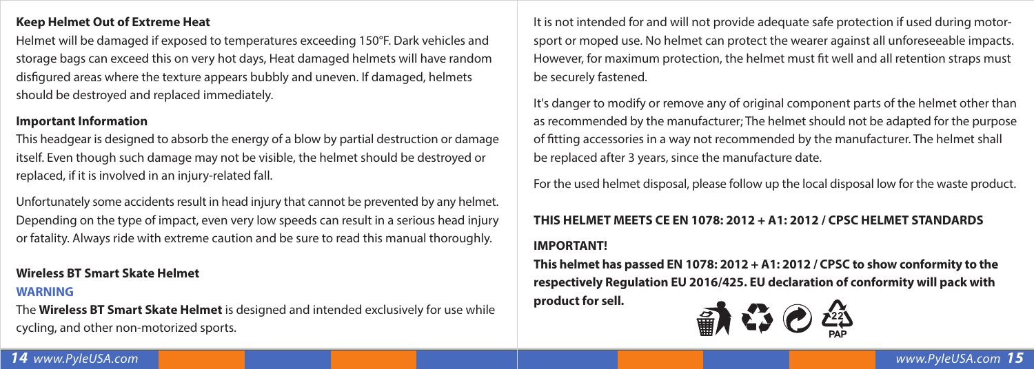**Keep Helmet Out of Extreme Heat**

Helmet will be damaged if exposed to temperatures exceeding 150°F. Dark vehicles and storage bags can exceed this on very hot days, Heat damaged helmets will have random disfigured areas where the texture appears bubbly and uneven. If damaged, helmets should be destroyed and replaced immediately.

**Important Information**

This headgear is designed to absorb the energy of a blow by partial destruction or damage itself. Even though such damage may not be visible, the helmet should be destroyed or replaced, if it is involved in an injury-related fall.

Unfortunately some accidents result in head injury that cannot be prevented by any helmet. Depending on the type of impact, even very low speeds can result in a serious head injury or fatality. Always ride with extreme caution and be sure to read this manual thoroughly.

**Wireless BT Smart Skate Helmet**

**WARNING**

The **Wireless BT Smart Skate Helmet** is designed and intended exclusively for use while cycling, and other non-motorized sports.

It is not intended for and will not provide adequate safe protection if used during motor-sport or moped use. No helmet can protect the wearer against all unforeseeable impacts. However, for maximum protection, the helmet must fit well and all retention straps must be securely fastened.

It's danger to modify or remove any of original component parts of the helmet other than as recommended by the manufacturer; The helmet should not be adapted for the purpose of fitting accessories in a way not recommended by the manufacturer. The helmet shall be replaced after 3 years, since the manufacture date.

For the used helmet disposal, please follow up the local disposal low for the waste product.

**THIS HELMET MEETS CE EN 1078: 2012 + A1: 2012 / CPSC HELMET STANDARDS**

**IMPORTANT!**

**This helmet has passed EN 1078: 2012 + A1: 2012 / CPSC to show conformity to the respectively Regulation EU 2016/425. EU declaration of conformity will pack with product for sell.**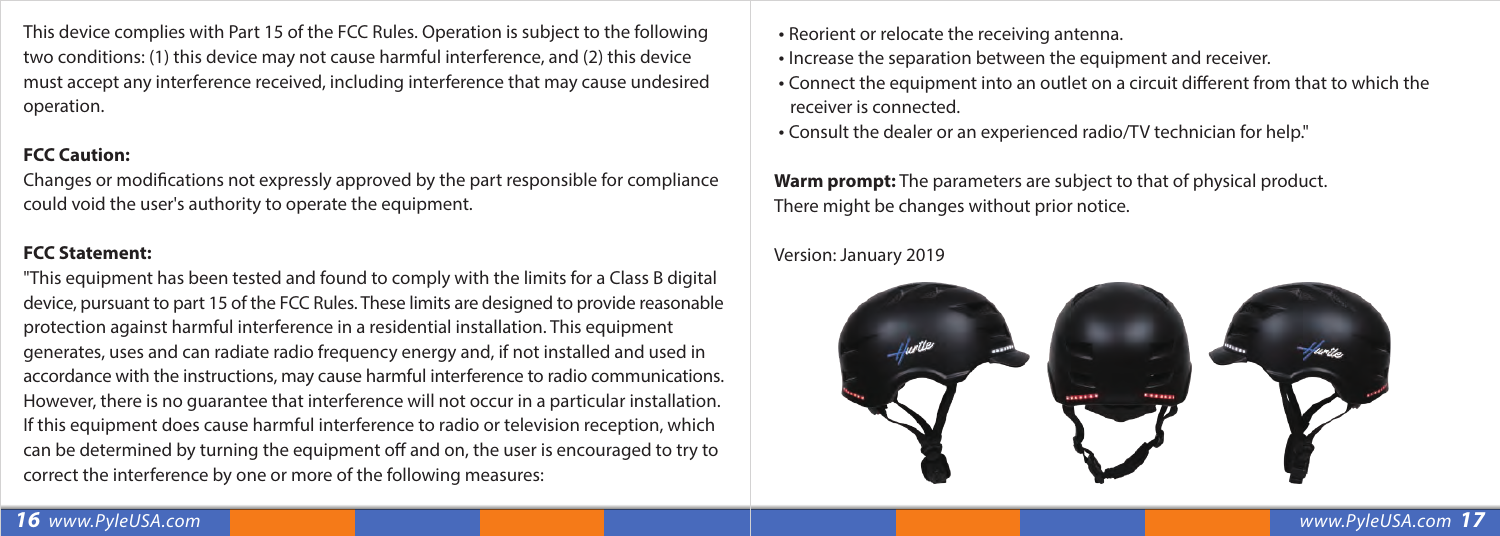This device complies with Part 15 of the FCC Rules. Operation is subject to the following two conditions: (1) this device may not cause harmful interference, and (2) this device must accept any interference received, including interference that may cause undesired operation.

**FCC Caution:**

Changes or modifications not expressly approved by the part responsible for compliance could void the user's authority to operate the equipment.

**FCC Statement:**

"This equipment has been tested and found to comply with the limits for a Class B digital device, pursuant to part 15 of the FCC Rules. These limits are designed to provide reasonable protection against harmful interference in a residential installation. This equipment generates, uses and can radiate radio frequency energy and, if not installed and used in accordance with the instructions, may cause harmful interference to radio communications. However, there is no guarantee that interference will not occur in a particular installation. If this equipment does cause harmful interference to radio or television reception, which can be determined by turning the equipment off and on, the user is encouraged to try to correct the interference by one or more of the following measures:

- Reorient or relocate the receiving antenna.
- Increase the separation between the equipment and receiver.
- Connect the equipment into an outlet on a circuit different from that to which the receiver is connected.
- Consult the dealer or an experienced radio/TV technician for help."

**Warm prompt:** The parameters are subject to that of physical product. There might be changes without prior notice.

Version: January 2019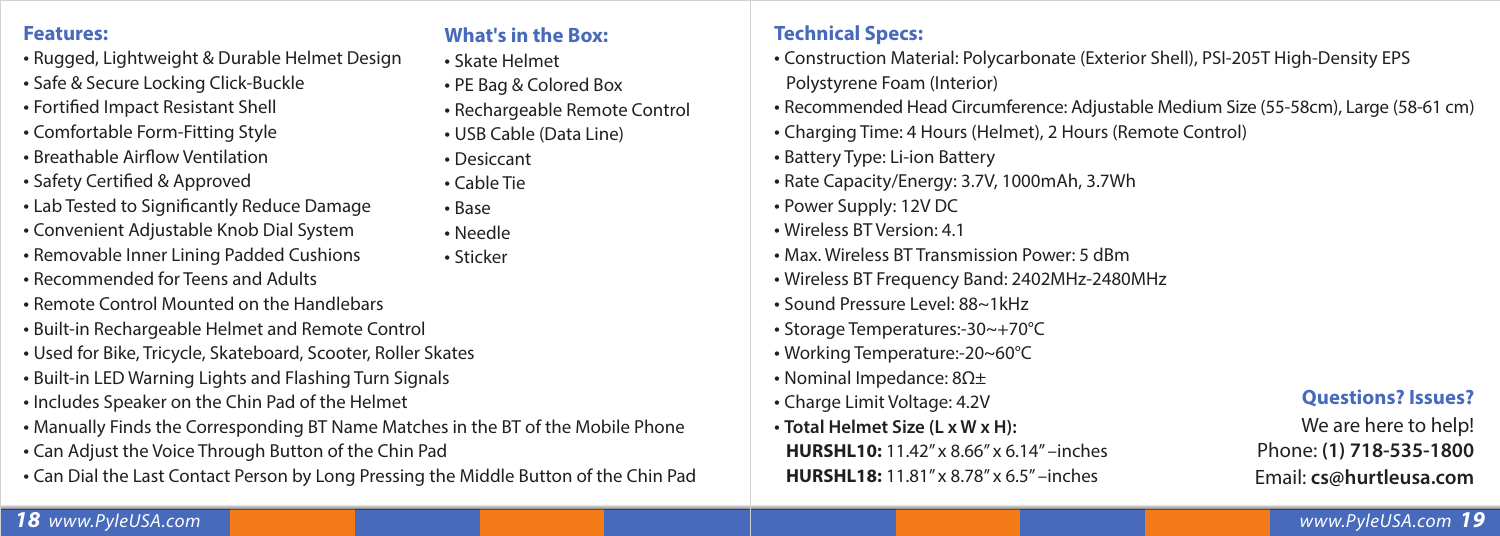## Features:

- Rugged, Lightweight & Durable Helmet Design
- Safe & Secure Locking Click-Buckle
- Fortified Impact Resistant Shell
- Comfortable Form-Fitting Style
- Breathable Airflow Ventilation
- Safety Certified & Approved
- Lab Tested to Significantly Reduce Damage
- Convenient Adjustable Knob Dial System
- Removable Inner Lining Padded Cushions
- Recommended for Teens and Adults
- Remote Control Mounted on the Handlebars
- Built-in Rechargeable Helmet and Remote Control
- Used for Bike, Tricycle, Skateboard, Scooter, Roller Skates
- Built-in LED Warning Lights and Flashing Turn Signals
- Includes Speaker on the Chin Pad of the Helmet
- Manually Finds the Corresponding BT Name Matches in the BT of the Mobile Phone
- Can Adjust the Voice Through Button of the Chin Pad
- Can Dial the Last Contact Person by Long Pressing the Middle Button of the Chin Pad

## What's in the Box:

- Skate Helmet
- PE Bag & Colored Box
- Rechargeable Remote Control
- USB Cable (Data Line)
- Desiccant
- Cable Tie
- Base
- Needle
- Sticker

## Technical Specs:

- Construction Material: Polycarbonate (Exterior Shell), PSI-205T High-Density EPS Polystyrene Foam (Interior)
- Recommended Head Circumference: Adjustable Medium Size (55-58cm), Large (58-61 cm)
- Charging Time: 4 Hours (Helmet), 2 Hours (Remote Control)
- Battery Type: Li-ion Battery
- Rate Capacity/Energy: 3.7V, 1000mAh, 3.7Wh
- Power Supply: 12V DC
- Wireless BT Version: 4.1
- Max. Wireless BT Transmission Power: 5 dBm
- Wireless BT Frequency Band: 2402MHz-2480MHz
- Sound Pressure Level: 88~1kHz
- Storage Temperatures:-30~+70°C
- Working Temperature:-20~60°C
- Nominal Impedance: 8Ω±
- Charge Limit Voltage: 4.2V
- **Total Helmet Size (L x W x H):**
  **HURSHL10:** 11.42" x 8.66" x 6.14" –inches
  **HURSHL18:** 11.81" x 8.78" x 6.5" –inches

### Questions? Issues?

We are here to help!
Phone: **(1) 718-535-1800**
Email: **cs@hurtleusa.com**